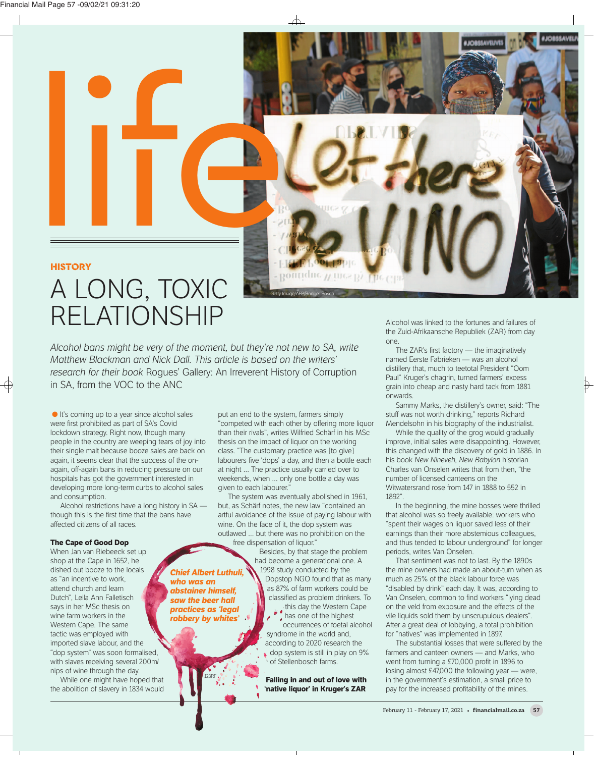# life

**HISTORY**

# A LONG, TOXIC RELATIONSHIP

Getty Image/AFP/Rodger Bosch

*Alcohol bans might be very of the moment, but they're not new to SA, write Matthew Blackman and Nick Dall. This article is based on the writers' research for their book* Rogues' Gallery: An Irreverent History of Corruption in SA, from the VOC to the ANC

It's coming up to a year since alcohol sales were first prohibited as part of SA's Covid lockdown strategy. Right now, though many people in the country are weeping tears of joy into their single malt because booze sales are back on again, it seems clear that the success of the on-again, off-again bans in reducing pressure on our hospitals has got the government interested in developing more long-term curbs to alcohol sales and consumption.

Alcohol restrictions have a long history in SA — though this is the first time that the bans have affected citizens of all races.

### The Cape of Good Dop

When Jan van Riebeeck set up shop at the Cape in 1652, he dished out booze to the locals as "an incentive to work, attend church and learn Dutch", Leila Ann Falletisch says in her MSc thesis on wine farm workers in the Western Cape. The same tactic was employed with imported slave labour, and the "dop system" was soon formalised, with slaves receiving several 200m*l* nips of wine through the day.

While one might have hoped that the abolition of slavery in 1834 would put an end to the system, farmers simply "competed with each other by offering more liquor than their rivals", writes Wilfried Schärf in his MSc thesis on the impact of liquor on the working class. "The customary practice was [to give] labourers five 'dops' a day, and then a bottle each at night ... The practice usually carried over to weekends, when ... only one bottle a day was given to each labourer."

The system was eventually abolished in 1961, but, as Schärf notes, the new law "contained an artful avoidance of the issue of paying labour with wine. On the face of it, the dop system was outlawed ... but there was no prohibition on the free dispensation of liquor."

Besides, by that stage the problem had become a generational one. A 1998 study conducted by the Dopstop NGO found that as many as 87% of farm workers could be classified as problem drinkers. To this day the Western Cape has one of the highest occurrences of foetal alcohol syndrome in the world and, according to 2020 research the dop system is still in play on 9% of Stellenbosch farms.

***Chief Albert Luthuli, who was an abstainer himself, saw the beer hall practices as 'legal robbery by whites'***

123RF

### Falling in and out of love with 'native liquor' in Kruger's ZAR

Alcohol was linked to the fortunes and failures of the Zuid-Afrikaansche Republiek (ZAR) from day one.

The ZAR's first factory — the imaginatively named Eerste Fabrieken — was an alcohol distillery that, much to teetotal President "Oom Paul" Kruger's chagrin, turned farmers' excess grain into cheap and nasty hard tack from 1881 onwards.

Sammy Marks, the distillery's owner, said: "The stuff was not worth drinking," reports Richard Mendelsohn in his biography of the industrialist.

While the quality of the grog would gradually improve, initial sales were disappointing. However, this changed with the discovery of gold in 1886. In his book *New Nineveh, New Babylon* historian Charles van Onselen writes that from then, "the number of licensed canteens on the Witwatersrand rose from 147 in 1888 to 552 in 1892".

In the beginning, the mine bosses were thrilled that alcohol was so freely available: workers who "spent their wages on liquor saved less of their earnings than their more abstemious colleagues, and thus tended to labour underground" for longer periods, writes Van Onselen.

That sentiment was not to last. By the 1890s the mine owners had made an about-turn when as much as 25% of the black labour force was "disabled by drink" each day. It was, according to Van Onselen, common to find workers "lying dead on the veld from exposure and the effects of the vile liquids sold them by unscrupulous dealers". After a great deal of lobbying, a total prohibition for "natives" was implemented in 1897.

The substantial losses that were suffered by the farmers and canteen owners — and Marks, who went from turning a £70,000 profit in 1896 to losing almost £47,000 the following year — were, in the government's estimation, a small price to pay for the increased profitability of the mines.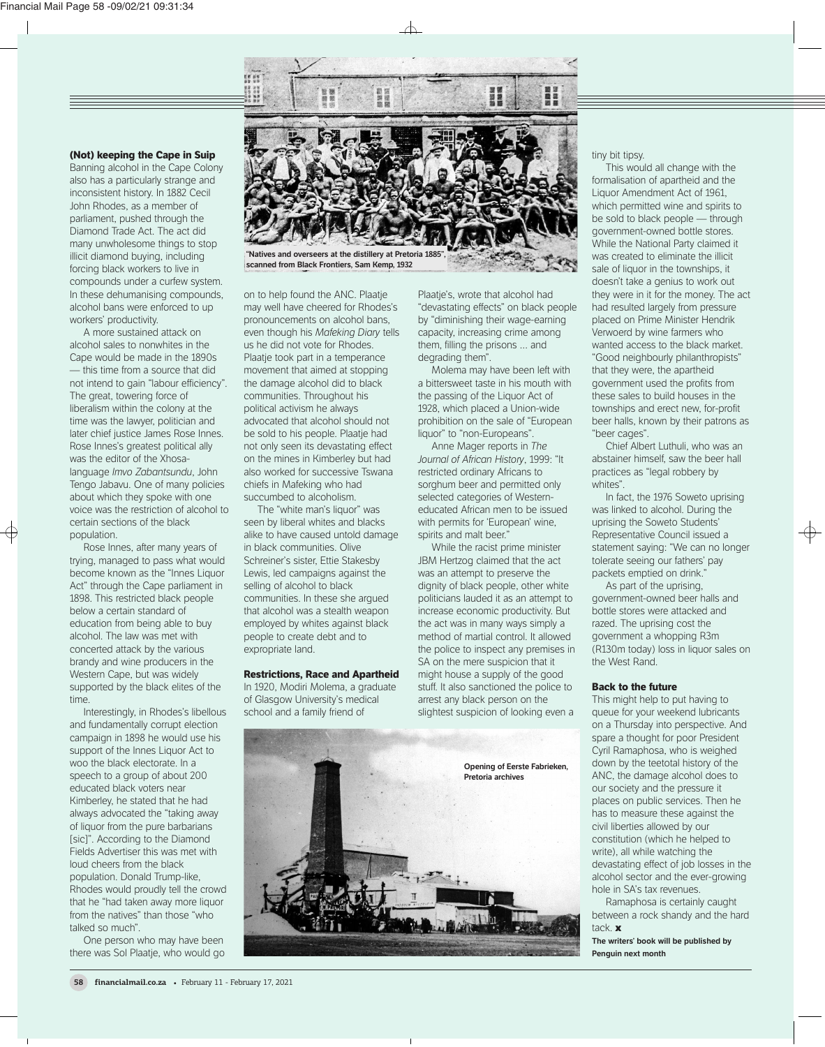## (Not) keeping the Cape in Suip

Banning alcohol in the Cape Colony also has a particularly strange and inconsistent history. In 1882 Cecil John Rhodes, as a member of parliament, pushed through the Diamond Trade Act. The act did many unwholesome things to stop illicit diamond buying, including forcing black workers to live in compounds under a curfew system. In these dehumanising compounds, alcohol bans were enforced to up workers' productivity.

A more sustained attack on alcohol sales to nonwhites in the Cape would be made in the 1890s — this time from a source that did not intend to gain "labour efficiency". The great, towering force of liberalism within the colony at the time was the lawyer, politician and later chief justice James Rose Innes. Rose Innes's greatest political ally was the editor of the Xhosa-language *Imvo Zabantsundu*, John Tengo Jabavu. One of many policies about which they spoke with one voice was the restriction of alcohol to certain sections of the black population.

Rose Innes, after many years of trying, managed to pass what would become known as the "Innes Liquor Act" through the Cape parliament in 1898. This restricted black people below a certain standard of education from being able to buy alcohol. The law was met with concerted attack by the various brandy and wine producers in the Western Cape, but was widely supported by the black elites of the time.

Interestingly, in Rhodes's libellous and fundamentally corrupt election campaign in 1898 he would use his support of the Innes Liquor Act to woo the black electorate. In a speech to a group of about 200 educated black voters near Kimberley, he stated that he had always advocated the "taking away of liquor from the pure barbarians [sic]". According to the Diamond Fields Advertiser this was met with loud cheers from the black population. Donald Trump-like, Rhodes would proudly tell the crowd that he "had taken away more liquor from the natives" than those "who talked so much".

One person who may have been there was Sol Plaatje, who would go on to help found the ANC. Plaatje may well have cheered for Rhodes's pronouncements on alcohol bans, even though his *Mafeking Diary* tells us he did not vote for Rhodes. Plaatje took part in a temperance movement that aimed at stopping the damage alcohol did to black communities. Throughout his political activism he always advocated that alcohol should not be sold to his people. Plaatje had not only seen its devastating effect on the mines in Kimberley but had also worked for successive Tswana chiefs in Mafeking who had succumbed to alcoholism.

The "white man's liquor" was seen by liberal whites and blacks alike to have caused untold damage in black communities. Olive Schreiner's sister, Ettie Stakesby Lewis, led campaigns against the selling of alcohol to black communities. In these she argued that alcohol was a stealth weapon employed by whites against black people to create debt and to expropriate land.

"Natives and overseers at the distillery at Pretoria 1885", scanned from Black Frontiers, Sam Kemp, 1932

## Restrictions, Race and Apartheid

In 1920, Modiri Molema, a graduate of Glasgow University's medical school and a family friend of Plaatje's, wrote that alcohol had "devastating effects" on black people by "diminishing their wage-earning capacity, increasing crime among them, filling the prisons ... and degrading them".

Molema may have been left with a bittersweet taste in his mouth with the passing of the Liquor Act of 1928, which placed a Union-wide prohibition on the sale of "European liquor" to "non-Europeans".

Anne Mager reports in *The Journal of African History*, 1999: "It restricted ordinary Africans to sorghum beer and permitted only selected categories of Western-educated African men to be issued with permits for 'European' wine, spirits and malt beer."

While the racist prime minister JBM Hertzog claimed that the act was an attempt to preserve the dignity of black people, other white politicians lauded it as an attempt to increase economic productivity. But the act was in many ways simply a method of martial control. It allowed the police to inspect any premises in SA on the mere suspicion that it might house a supply of the good stuff. It also sanctioned the police to arrest any black person on the slightest suspicion of looking even a tiny bit tipsy.

This would all change with the formalisation of apartheid and the Liquor Amendment Act of 1961, which permitted wine and spirits to be sold to black people — through government-owned bottle stores. While the National Party claimed it was created to eliminate the illicit sale of liquor in the townships, it doesn't take a genius to work out they were in it for the money. The act had resulted largely from pressure placed on Prime Minister Hendrik Verwoerd by wine farmers who wanted access to the black market. "Good neighbourly philanthropists" that they were, the apartheid government used the profits from these sales to build houses in the townships and erect new, for-profit beer halls, known by their patrons as "beer cages".

Chief Albert Luthuli, who was an abstainer himself, saw the beer hall practices as "legal robbery by whites".

In fact, the 1976 Soweto uprising was linked to alcohol. During the uprising the Soweto Students' Representative Council issued a statement saying: "We can no longer tolerate seeing our fathers' pay packets emptied on drink."

As part of the uprising, government-owned beer halls and bottle stores were attacked and razed. The uprising cost the government a whopping R3m (R130m today) loss in liquor sales on the West Rand.

Opening of Eerste Fabrieken, Pretoria archives

## Back to the future

This might help to put having to queue for your weekend lubricants on a Thursday into perspective. And spare a thought for poor President Cyril Ramaphosa, who is weighed down by the teetotal history of the ANC, the damage alcohol does to our society and the pressure it places on public services. Then he has to measure these against the civil liberties allowed by our constitution (which he helped to write), all while watching the devastating effect of job losses in the alcohol sector and the ever-growing hole in SA's tax revenues.

Ramaphosa is certainly caught between a rock shandy and the hard tack. ✖

**The writers' book will be published by Penguin next month**